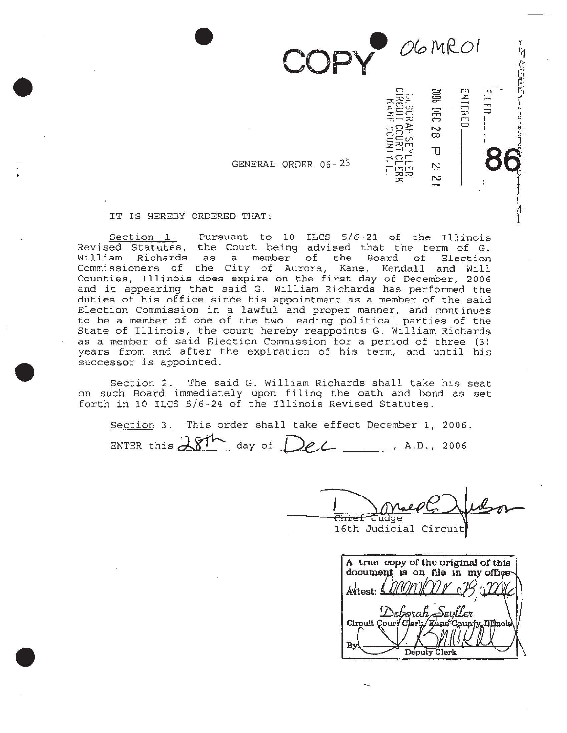COPY 06MR01

FILED ___ ENTERED ___ 86

2006 DEC 28 P 2:21

DEBORAH SEYLLER CIRCUIT COURT CLERK KANE COUNTY, IL

GENERAL ORDER 06-23

IT IS HEREBY ORDERED THAT:

Section 1. Pursuant to 10 ILCS 5/6-21 of the Illinois Revised Statutes, the Court being advised that the term of G. William Richards as a member of the Board of Election Commissioners of the City of Aurora, Kane, Kendall and Will Counties, Illinois does expire on the first day of December, 2006 and it appearing that said G. William Richards has performed the duties of his office since his appointment as a member of the said Election Commission in a lawful and proper manner, and continues to be a member of one of the two leading political parties of the State of Illinois, the court hereby reappoints G. William Richards as a member of said Election Commission for a period of three (3) years from and after the expiration of his term, and until his successor is appointed.

Section 2. The said G. William Richards shall take his seat on such Board immediately upon filing the oath and bond as set forth in 10 ILCS 5/6-24 of the Illinois Revised Statutes.

Section 3. This order shall take effect December 1, 2006.

ENTER this 28th day of Dec, A.D., 2006

Chief Judge
16th Judicial Circuit

A true copy of the original of this document is on file in my office
Attest: December 28, 2006
Deborah Seyller
Circuit Court Clerk, Kane County, Illinois
By: ___ Deputy Clerk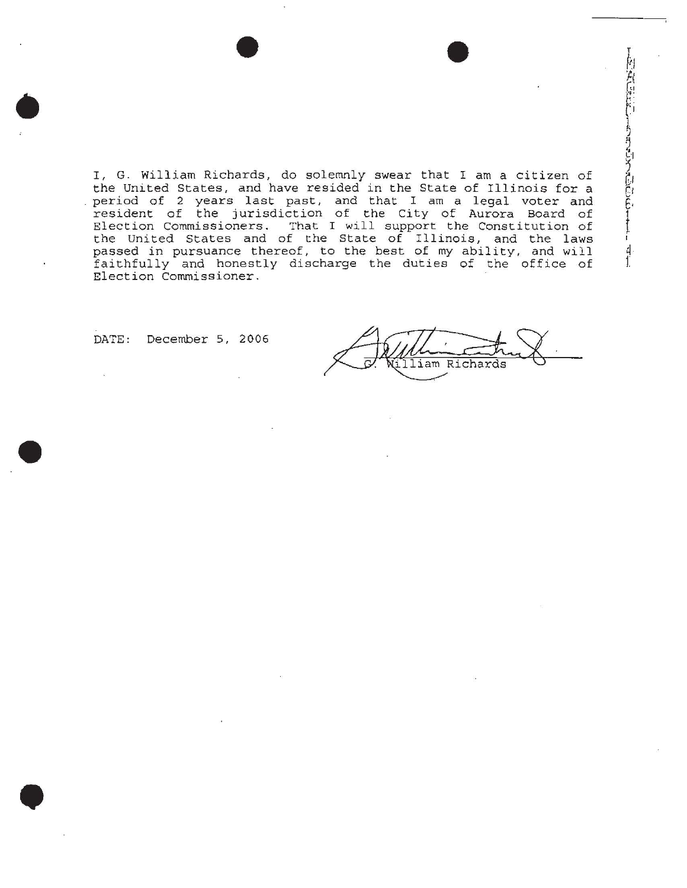I, G. William Richards, do solemnly swear that I am a citizen of the United States, and have resided in the State of Illinois for a period of 2 years last past, and that I am a legal voter and resident of the jurisdiction of the City of Aurora Board of Election Commissioners. That I will support the Constitution of the United States and of the State of Illinois, and the laws passed in pursuance thereof, to the best of my ability, and will faithfully and honestly discharge the duties of the office of Election Commissioner.

DATE: December 5, 2006

G. William Richards